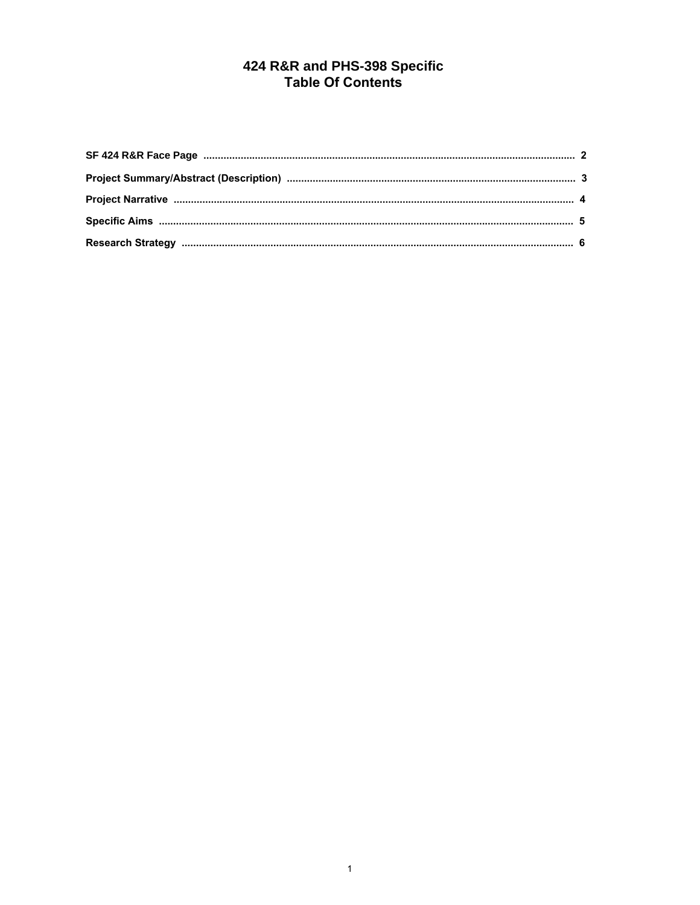# 424 R&R and PHS-398 Specific
# Table Of Contents

| Section | Page |
| --- | --- |
| **SF 424 R&R Face Page** | 2 |
| **Project Summary/Abstract (Description)** | 3 |
| **Project Narrative** | 4 |
| **Specific Aims** | 5 |
| **Research Strategy** | 6 |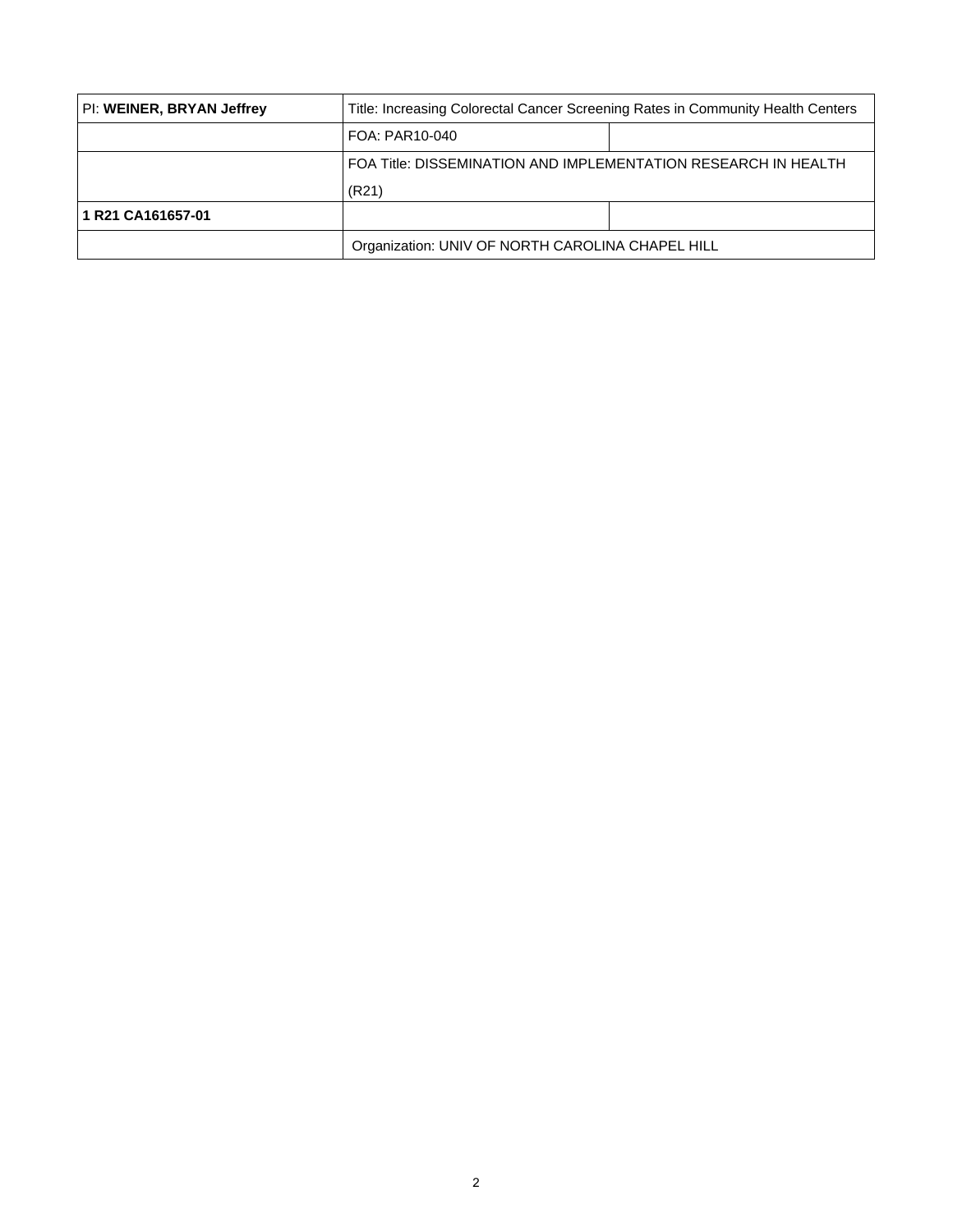| PI: **WEINER, BRYAN Jeffrey** | Title: Increasing Colorectal Cancer Screening Rates in Community Health Centers | |
|---|---|---|
| | FOA: PAR10-040 | |
| | FOA Title: DISSEMINATION AND IMPLEMENTATION RESEARCH IN HEALTH (R21) | |
| **1 R21 CA161657-01** | | |
| | Organization: UNIV OF NORTH CAROLINA CHAPEL HILL | |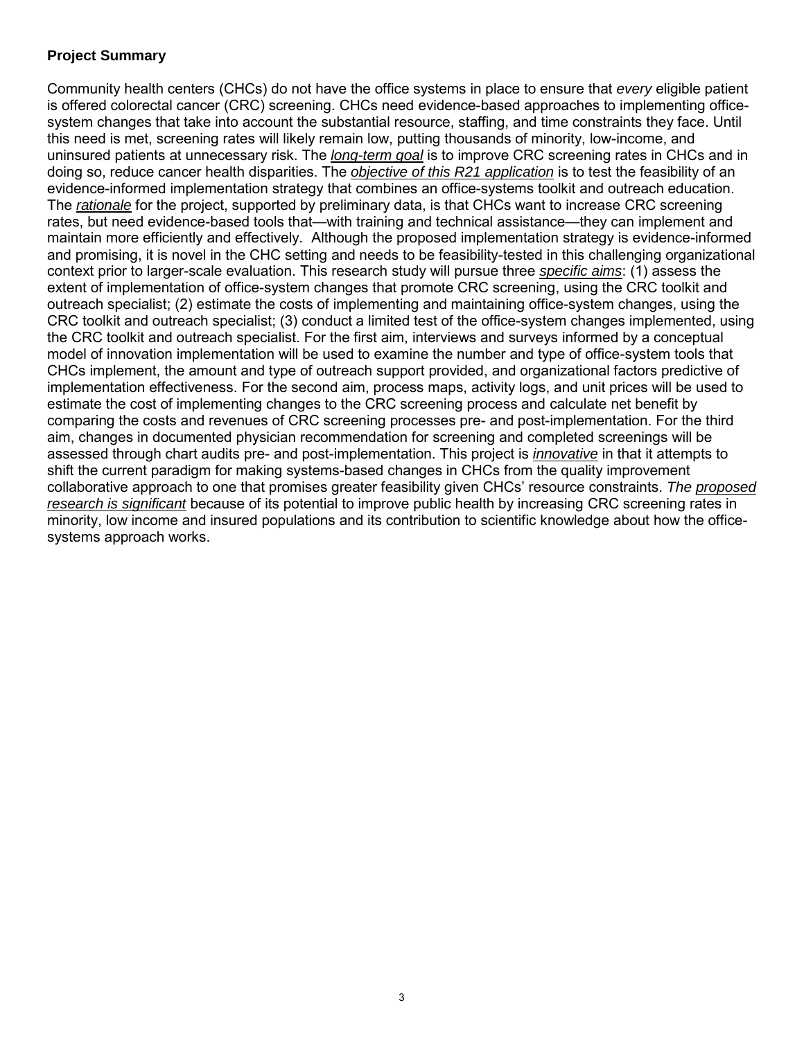**Project Summary**

Community health centers (CHCs) do not have the office systems in place to ensure that *every* eligible patient is offered colorectal cancer (CRC) screening. CHCs need evidence-based approaches to implementing office-system changes that take into account the substantial resource, staffing, and time constraints they face. Until this need is met, screening rates will likely remain low, putting thousands of minority, low-income, and uninsured patients at unnecessary risk. The *long-term goal* is to improve CRC screening rates in CHCs and in doing so, reduce cancer health disparities. The *objective of this R21 application* is to test the feasibility of an evidence-informed implementation strategy that combines an office-systems toolkit and outreach education. The *rationale* for the project, supported by preliminary data, is that CHCs want to increase CRC screening rates, but need evidence-based tools that—with training and technical assistance—they can implement and maintain more efficiently and effectively. Although the proposed implementation strategy is evidence-informed and promising, it is novel in the CHC setting and needs to be feasibility-tested in this challenging organizational context prior to larger-scale evaluation. This research study will pursue three *specific aims*: (1) assess the extent of implementation of office-system changes that promote CRC screening, using the CRC toolkit and outreach specialist; (2) estimate the costs of implementing and maintaining office-system changes, using the CRC toolkit and outreach specialist; (3) conduct a limited test of the office-system changes implemented, using the CRC toolkit and outreach specialist. For the first aim, interviews and surveys informed by a conceptual model of innovation implementation will be used to examine the number and type of office-system tools that CHCs implement, the amount and type of outreach support provided, and organizational factors predictive of implementation effectiveness. For the second aim, process maps, activity logs, and unit prices will be used to estimate the cost of implementing changes to the CRC screening process and calculate net benefit by comparing the costs and revenues of CRC screening processes pre- and post-implementation. For the third aim, changes in documented physician recommendation for screening and completed screenings will be assessed through chart audits pre- and post-implementation. This project is *innovative* in that it attempts to shift the current paradigm for making systems-based changes in CHCs from the quality improvement collaborative approach to one that promises greater feasibility given CHCs' resource constraints. *The proposed research is significant* because of its potential to improve public health by increasing CRC screening rates in minority, low income and insured populations and its contribution to scientific knowledge about how the office-systems approach works.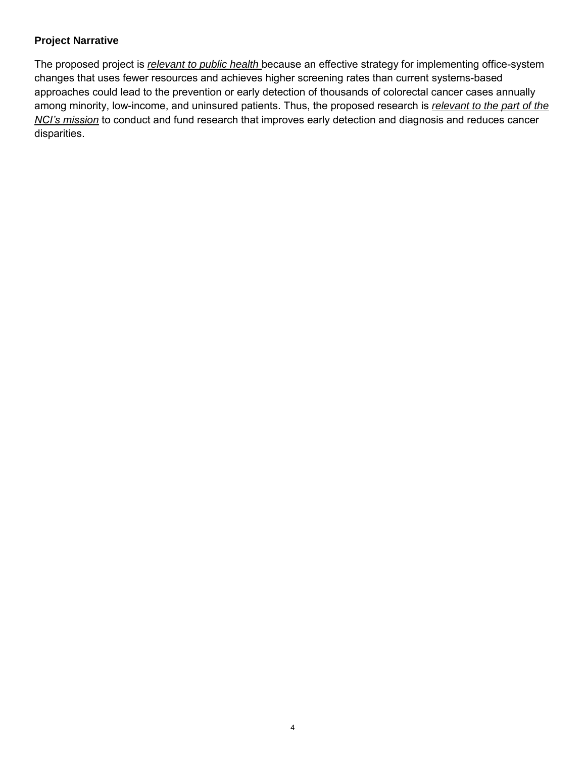**Project Narrative**

The proposed project is ***relevant to public health*** because an effective strategy for implementing office-system changes that uses fewer resources and achieves higher screening rates than current systems-based approaches could lead to the prevention or early detection of thousands of colorectal cancer cases annually among minority, low-income, and uninsured patients. Thus, the proposed research is ***relevant to the part of the NCI's mission*** to conduct and fund research that improves early detection and diagnosis and reduces cancer disparities.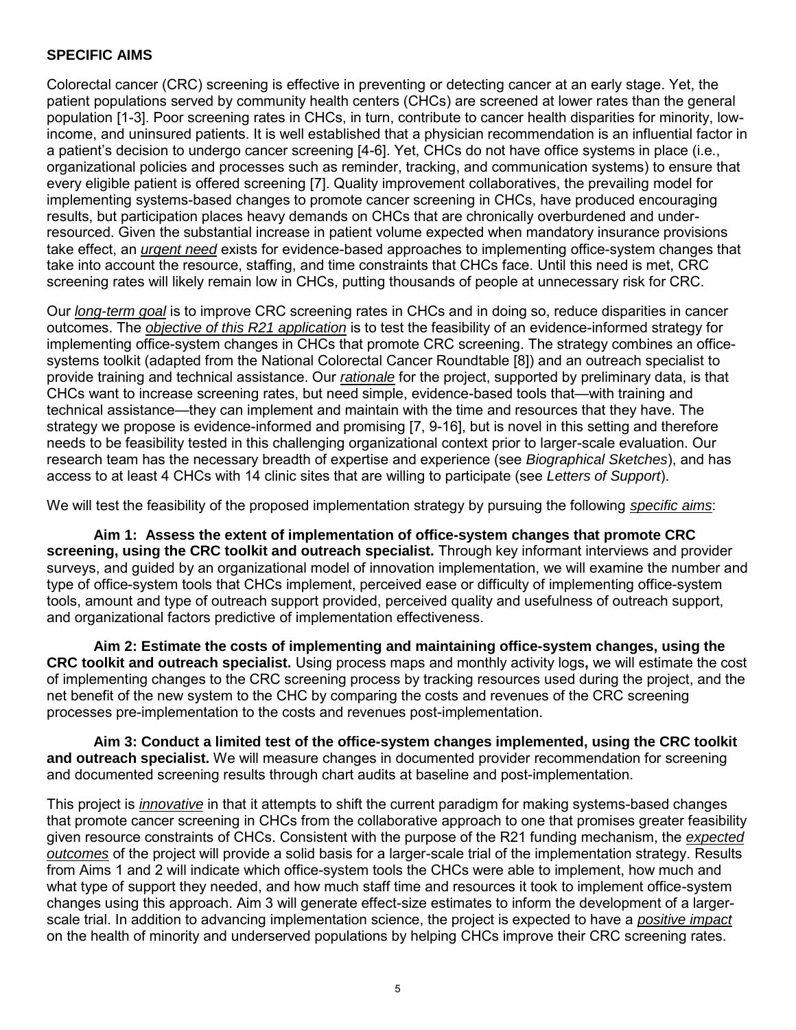## SPECIFIC AIMS

Colorectal cancer (CRC) screening is effective in preventing or detecting cancer at an early stage. Yet, the patient populations served by community health centers (CHCs) are screened at lower rates than the general population [1-3]. Poor screening rates in CHCs, in turn, contribute to cancer health disparities for minority, low-income, and uninsured patients. It is well established that a physician recommendation is an influential factor in a patient's decision to undergo cancer screening [4-6]. Yet, CHCs do not have office systems in place (i.e., organizational policies and processes such as reminder, tracking, and communication systems) to ensure that every eligible patient is offered screening [7]. Quality improvement collaboratives, the prevailing model for implementing systems-based changes to promote cancer screening in CHCs, have produced encouraging results, but participation places heavy demands on CHCs that are chronically overburdened and under-resourced. Given the substantial increase in patient volume expected when mandatory insurance provisions take effect, an *urgent need* exists for evidence-based approaches to implementing office-system changes that take into account the resource, staffing, and time constraints that CHCs face. Until this need is met, CRC screening rates will likely remain low in CHCs, putting thousands of people at unnecessary risk for CRC.

Our *long-term goal* is to improve CRC screening rates in CHCs and in doing so, reduce disparities in cancer outcomes. The *objective of this R21 application* is to test the feasibility of an evidence-informed strategy for implementing office-system changes in CHCs that promote CRC screening. The strategy combines an office-systems toolkit (adapted from the National Colorectal Cancer Roundtable [8]) and an outreach specialist to provide training and technical assistance. Our *rationale* for the project, supported by preliminary data, is that CHCs want to increase screening rates, but need simple, evidence-based tools that—with training and technical assistance—they can implement and maintain with the time and resources that they have. The strategy we propose is evidence-informed and promising [7, 9-16], but is novel in this setting and therefore needs to be feasibility tested in this challenging organizational context prior to larger-scale evaluation. Our research team has the necessary breadth of expertise and experience (see *Biographical Sketches*), and has access to at least 4 CHCs with 14 clinic sites that are willing to participate (see *Letters of Support*).

We will test the feasibility of the proposed implementation strategy by pursuing the following *specific aims*:

**Aim 1: Assess the extent of implementation of office-system changes that promote CRC screening, using the CRC toolkit and outreach specialist.** Through key informant interviews and provider surveys, and guided by an organizational model of innovation implementation, we will examine the number and type of office-system tools that CHCs implement, perceived ease or difficulty of implementing office-system tools, amount and type of outreach support provided, perceived quality and usefulness of outreach support, and organizational factors predictive of implementation effectiveness.

**Aim 2: Estimate the costs of implementing and maintaining office-system changes, using the CRC toolkit and outreach specialist.** Using process maps and monthly activity logs**,** we will estimate the cost of implementing changes to the CRC screening process by tracking resources used during the project, and the net benefit of the new system to the CHC by comparing the costs and revenues of the CRC screening processes pre-implementation to the costs and revenues post-implementation.

**Aim 3: Conduct a limited test of the office-system changes implemented, using the CRC toolkit and outreach specialist.** We will measure changes in documented provider recommendation for screening and documented screening results through chart audits at baseline and post-implementation.

This project is *innovative* in that it attempts to shift the current paradigm for making systems-based changes that promote cancer screening in CHCs from the collaborative approach to one that promises greater feasibility given resource constraints of CHCs. Consistent with the purpose of the R21 funding mechanism, the *expected outcomes* of the project will provide a solid basis for a larger-scale trial of the implementation strategy. Results from Aims 1 and 2 will indicate which office-system tools the CHCs were able to implement, how much and what type of support they needed, and how much staff time and resources it took to implement office-system changes using this approach. Aim 3 will generate effect-size estimates to inform the development of a larger-scale trial. In addition to advancing implementation science, the project is expected to have a *positive impact* on the health of minority and underserved populations by helping CHCs improve their CRC screening rates.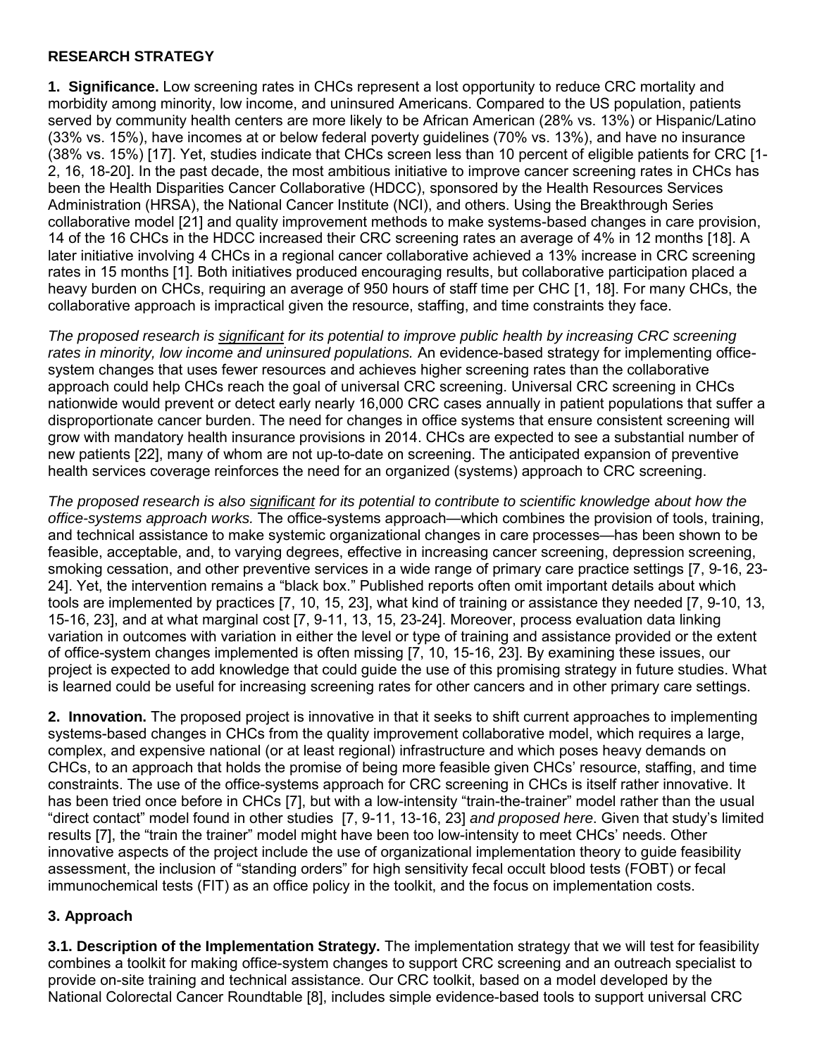## RESEARCH STRATEGY

**1. Significance.** Low screening rates in CHCs represent a lost opportunity to reduce CRC mortality and morbidity among minority, low income, and uninsured Americans. Compared to the US population, patients served by community health centers are more likely to be African American (28% vs. 13%) or Hispanic/Latino (33% vs. 15%), have incomes at or below federal poverty guidelines (70% vs. 13%), and have no insurance (38% vs. 15%) [17]. Yet, studies indicate that CHCs screen less than 10 percent of eligible patients for CRC [1-2, 16, 18-20]. In the past decade, the most ambitious initiative to improve cancer screening rates in CHCs has been the Health Disparities Cancer Collaborative (HDCC), sponsored by the Health Resources Services Administration (HRSA), the National Cancer Institute (NCI), and others. Using the Breakthrough Series collaborative model [21] and quality improvement methods to make systems-based changes in care provision, 14 of the 16 CHCs in the HDCC increased their CRC screening rates an average of 4% in 12 months [18]. A later initiative involving 4 CHCs in a regional cancer collaborative achieved a 13% increase in CRC screening rates in 15 months [1]. Both initiatives produced encouraging results, but collaborative participation placed a heavy burden on CHCs, requiring an average of 950 hours of staff time per CHC [1, 18]. For many CHCs, the collaborative approach is impractical given the resource, staffing, and time constraints they face.

*The proposed research is significant for its potential to improve public health by increasing CRC screening rates in minority, low income and uninsured populations.* An evidence-based strategy for implementing office-system changes that uses fewer resources and achieves higher screening rates than the collaborative approach could help CHCs reach the goal of universal CRC screening. Universal CRC screening in CHCs nationwide would prevent or detect early nearly 16,000 CRC cases annually in patient populations that suffer a disproportionate cancer burden. The need for changes in office systems that ensure consistent screening will grow with mandatory health insurance provisions in 2014. CHCs are expected to see a substantial number of new patients [22], many of whom are not up-to-date on screening. The anticipated expansion of preventive health services coverage reinforces the need for an organized (systems) approach to CRC screening.

*The proposed research is also significant for its potential to contribute to scientific knowledge about how the office-systems approach works.* The office-systems approach—which combines the provision of tools, training, and technical assistance to make systemic organizational changes in care processes—has been shown to be feasible, acceptable, and, to varying degrees, effective in increasing cancer screening, depression screening, smoking cessation, and other preventive services in a wide range of primary care practice settings [7, 9-16, 23-24]. Yet, the intervention remains a "black box." Published reports often omit important details about which tools are implemented by practices [7, 10, 15, 23], what kind of training or assistance they needed [7, 9-10, 13, 15-16, 23], and at what marginal cost [7, 9-11, 13, 15, 23-24]. Moreover, process evaluation data linking variation in outcomes with variation in either the level or type of training and assistance provided or the extent of office-system changes implemented is often missing [7, 10, 15-16, 23]. By examining these issues, our project is expected to add knowledge that could guide the use of this promising strategy in future studies. What is learned could be useful for increasing screening rates for other cancers and in other primary care settings.

**2. Innovation.** The proposed project is innovative in that it seeks to shift current approaches to implementing systems-based changes in CHCs from the quality improvement collaborative model, which requires a large, complex, and expensive national (or at least regional) infrastructure and which poses heavy demands on CHCs, to an approach that holds the promise of being more feasible given CHCs' resource, staffing, and time constraints. The use of the office-systems approach for CRC screening in CHCs is itself rather innovative. It has been tried once before in CHCs [7], but with a low-intensity "train-the-trainer" model rather than the usual "direct contact" model found in other studies [7, 9-11, 13-16, 23] *and proposed here*. Given that study's limited results [7], the "train the trainer" model might have been too low-intensity to meet CHCs' needs. Other innovative aspects of the project include the use of organizational implementation theory to guide feasibility assessment, the inclusion of "standing orders" for high sensitivity fecal occult blood tests (FOBT) or fecal immunochemical tests (FIT) as an office policy in the toolkit, and the focus on implementation costs.

### 3. Approach

**3.1. Description of the Implementation Strategy.** The implementation strategy that we will test for feasibility combines a toolkit for making office-system changes to support CRC screening and an outreach specialist to provide on-site training and technical assistance. Our CRC toolkit, based on a model developed by the National Colorectal Cancer Roundtable [8], includes simple evidence-based tools to support universal CRC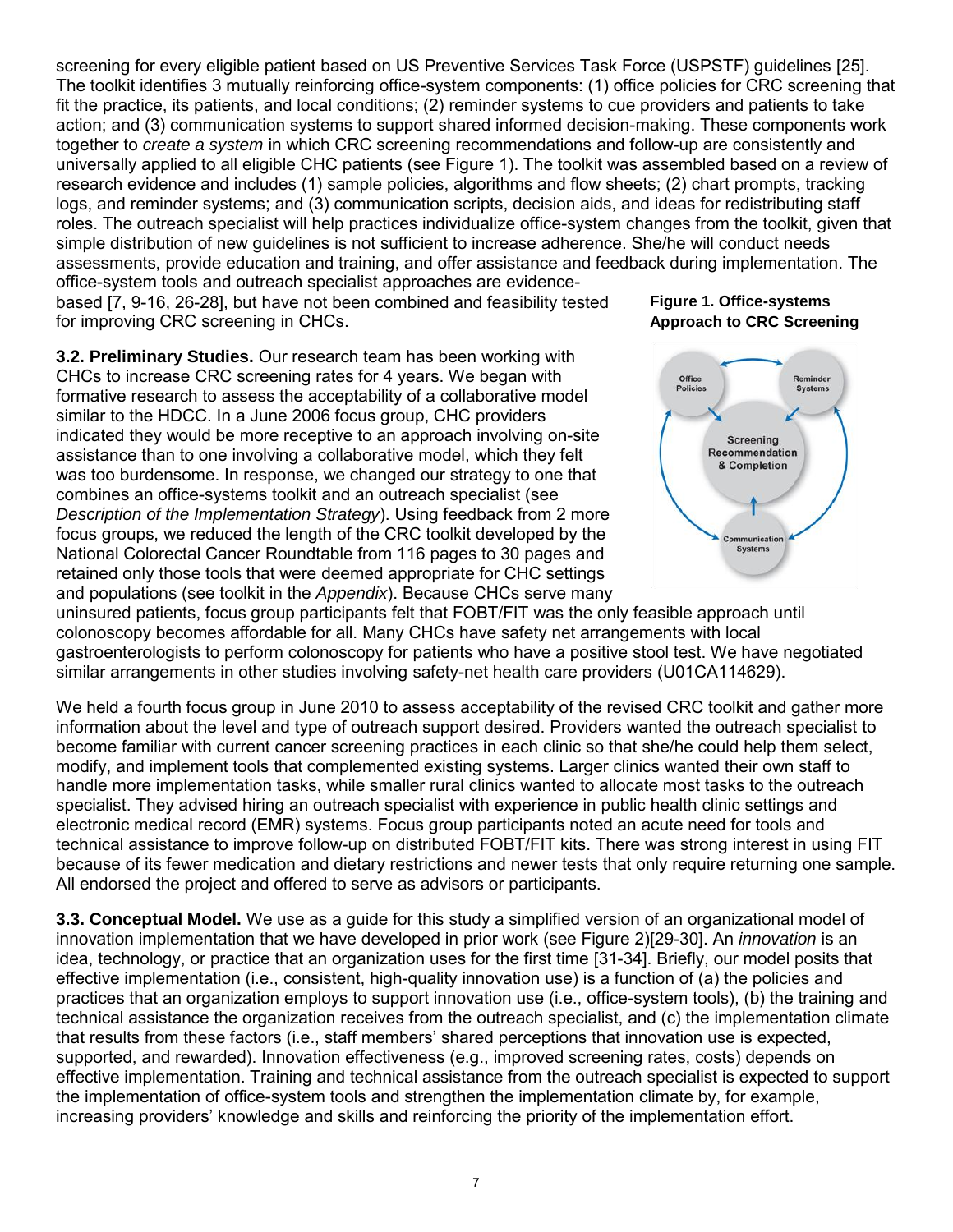screening for every eligible patient based on US Preventive Services Task Force (USPSTF) guidelines [25]. The toolkit identifies 3 mutually reinforcing office-system components: (1) office policies for CRC screening that fit the practice, its patients, and local conditions; (2) reminder systems to cue providers and patients to take action; and (3) communication systems to support shared informed decision-making. These components work together to *create a system* in which CRC screening recommendations and follow-up are consistently and universally applied to all eligible CHC patients (see Figure 1). The toolkit was assembled based on a review of research evidence and includes (1) sample policies, algorithms and flow sheets; (2) chart prompts, tracking logs, and reminder systems; and (3) communication scripts, decision aids, and ideas for redistributing staff roles. The outreach specialist will help practices individualize office-system changes from the toolkit, given that simple distribution of new guidelines is not sufficient to increase adherence. She/he will conduct needs assessments, provide education and training, and offer assistance and feedback during implementation. The office-system tools and outreach specialist approaches are evidence-based [7, 9-16, 26-28], but have not been combined and feasibility tested for improving CRC screening in CHCs.

**Figure 1. Office-systems Approach to CRC Screening**

**3.2. Preliminary Studies.** Our research team has been working with CHCs to increase CRC screening rates for 4 years. We began with formative research to assess the acceptability of a collaborative model similar to the HDCC. In a June 2006 focus group, CHC providers indicated they would be more receptive to an approach involving on-site assistance than to one involving a collaborative model, which they felt was too burdensome. In response, we changed our strategy to one that combines an office-systems toolkit and an outreach specialist (see *Description of the Implementation Strategy*). Using feedback from 2 more focus groups, we reduced the length of the CRC toolkit developed by the National Colorectal Cancer Roundtable from 116 pages to 30 pages and retained only those tools that were deemed appropriate for CHC settings and populations (see toolkit in the *Appendix*). Because CHCs serve many uninsured patients, focus group participants felt that FOBT/FIT was the only feasible approach until colonoscopy becomes affordable for all. Many CHCs have safety net arrangements with local gastroenterologists to perform colonoscopy for patients who have a positive stool test. We have negotiated similar arrangements in other studies involving safety-net health care providers (U01CA114629).

We held a fourth focus group in June 2010 to assess acceptability of the revised CRC toolkit and gather more information about the level and type of outreach support desired. Providers wanted the outreach specialist to become familiar with current cancer screening practices in each clinic so that she/he could help them select, modify, and implement tools that complemented existing systems. Larger clinics wanted their own staff to handle more implementation tasks, while smaller rural clinics wanted to allocate most tasks to the outreach specialist. They advised hiring an outreach specialist with experience in public health clinic settings and electronic medical record (EMR) systems. Focus group participants noted an acute need for tools and technical assistance to improve follow-up on distributed FOBT/FIT kits. There was strong interest in using FIT because of its fewer medication and dietary restrictions and newer tests that only require returning one sample. All endorsed the project and offered to serve as advisors or participants.

**3.3. Conceptual Model.** We use as a guide for this study a simplified version of an organizational model of innovation implementation that we have developed in prior work (see Figure 2)[29-30]. An *innovation* is an idea, technology, or practice that an organization uses for the first time [31-34]. Briefly, our model posits that effective implementation (i.e., consistent, high-quality innovation use) is a function of (a) the policies and practices that an organization employs to support innovation use (i.e., office-system tools), (b) the training and technical assistance the organization receives from the outreach specialist, and (c) the implementation climate that results from these factors (i.e., staff members' shared perceptions that innovation use is expected, supported, and rewarded). Innovation effectiveness (e.g., improved screening rates, costs) depends on effective implementation. Training and technical assistance from the outreach specialist is expected to support the implementation of office-system tools and strengthen the implementation climate by, for example, increasing providers' knowledge and skills and reinforcing the priority of the implementation effort.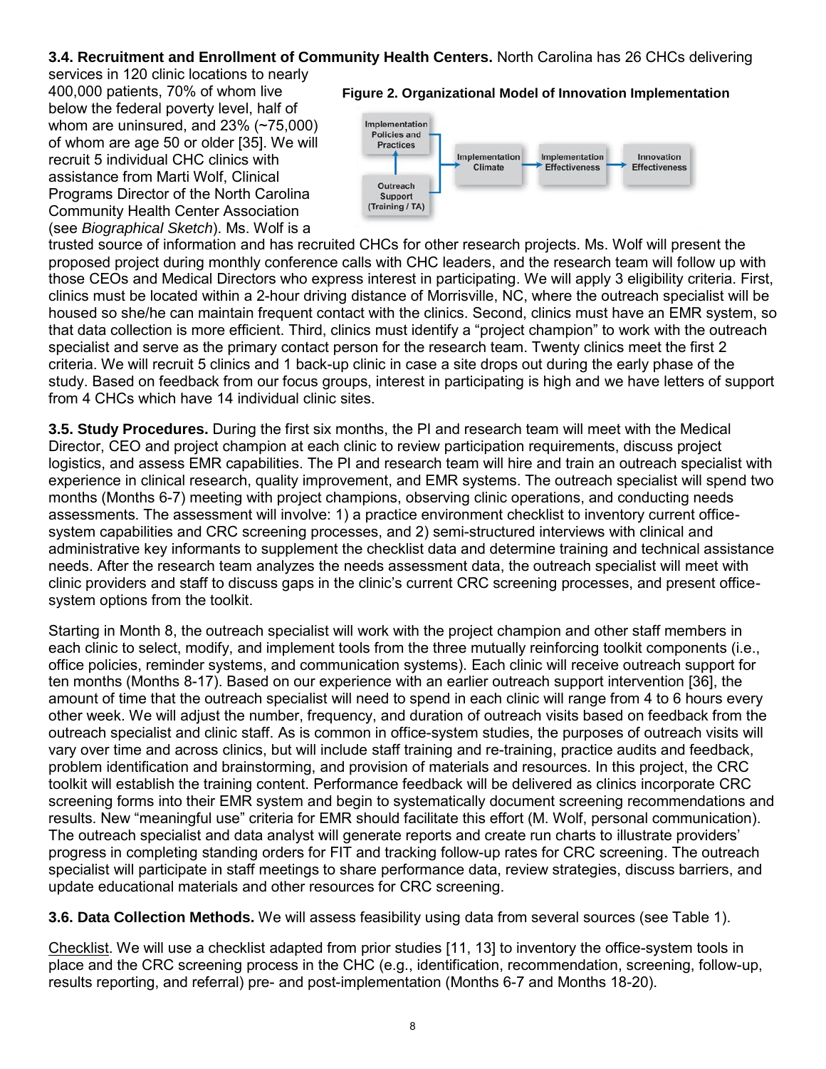**3.4. Recruitment and Enrollment of Community Health Centers.** North Carolina has 26 CHCs delivering services in 120 clinic locations to nearly 400,000 patients, 70% of whom live below the federal poverty level, half of whom are uninsured, and 23% (~75,000) of whom are age 50 or older [35]. We will recruit 5 individual CHC clinics with assistance from Marti Wolf, Clinical Programs Director of the North Carolina Community Health Center Association (see *Biographical Sketch*). Ms. Wolf is a trusted source of information and has recruited CHCs for other research projects. Ms. Wolf will present the proposed project during monthly conference calls with CHC leaders, and the research team will follow up with those CEOs and Medical Directors who express interest in participating. We will apply 3 eligibility criteria. First, clinics must be located within a 2-hour driving distance of Morrisville, NC, where the outreach specialist will be housed so she/he can maintain frequent contact with the clinics. Second, clinics must have an EMR system, so that data collection is more efficient. Third, clinics must identify a "project champion" to work with the outreach specialist and serve as the primary contact person for the research team. Twenty clinics meet the first 2 criteria. We will recruit 5 clinics and 1 back-up clinic in case a site drops out during the early phase of the study. Based on feedback from our focus groups, interest in participating is high and we have letters of support from 4 CHCs which have 14 individual clinic sites.

**Figure 2. Organizational Model of Innovation Implementation**

Implementation Policies and Practices → Implementation Climate; Outreach Support (Training / TA) → Implementation Climate → Implementation Effectiveness → Innovation Effectiveness

**3.5. Study Procedures.** During the first six months, the PI and research team will meet with the Medical Director, CEO and project champion at each clinic to review participation requirements, discuss project logistics, and assess EMR capabilities. The PI and research team will hire and train an outreach specialist with experience in clinical research, quality improvement, and EMR systems. The outreach specialist will spend two months (Months 6-7) meeting with project champions, observing clinic operations, and conducting needs assessments. The assessment will involve: 1) a practice environment checklist to inventory current office-system capabilities and CRC screening processes, and 2) semi-structured interviews with clinical and administrative key informants to supplement the checklist data and determine training and technical assistance needs. After the research team analyzes the needs assessment data, the outreach specialist will meet with clinic providers and staff to discuss gaps in the clinic's current CRC screening processes, and present office-system options from the toolkit.

Starting in Month 8, the outreach specialist will work with the project champion and other staff members in each clinic to select, modify, and implement tools from the three mutually reinforcing toolkit components (i.e., office policies, reminder systems, and communication systems). Each clinic will receive outreach support for ten months (Months 8-17). Based on our experience with an earlier outreach support intervention [36], the amount of time that the outreach specialist will need to spend in each clinic will range from 4 to 6 hours every other week. We will adjust the number, frequency, and duration of outreach visits based on feedback from the outreach specialist and clinic staff. As is common in office-system studies, the purposes of outreach visits will vary over time and across clinics, but will include staff training and re-training, practice audits and feedback, problem identification and brainstorming, and provision of materials and resources. In this project, the CRC toolkit will establish the training content. Performance feedback will be delivered as clinics incorporate CRC screening forms into their EMR system and begin to systematically document screening recommendations and results. New "meaningful use" criteria for EMR should facilitate this effort (M. Wolf, personal communication). The outreach specialist and data analyst will generate reports and create run charts to illustrate providers' progress in completing standing orders for FIT and tracking follow-up rates for CRC screening. The outreach specialist will participate in staff meetings to share performance data, review strategies, discuss barriers, and update educational materials and other resources for CRC screening.

**3.6. Data Collection Methods.** We will assess feasibility using data from several sources (see Table 1).

Checklist. We will use a checklist adapted from prior studies [11, 13] to inventory the office-system tools in place and the CRC screening process in the CHC (e.g., identification, recommendation, screening, follow-up, results reporting, and referral) pre- and post-implementation (Months 6-7 and Months 18-20).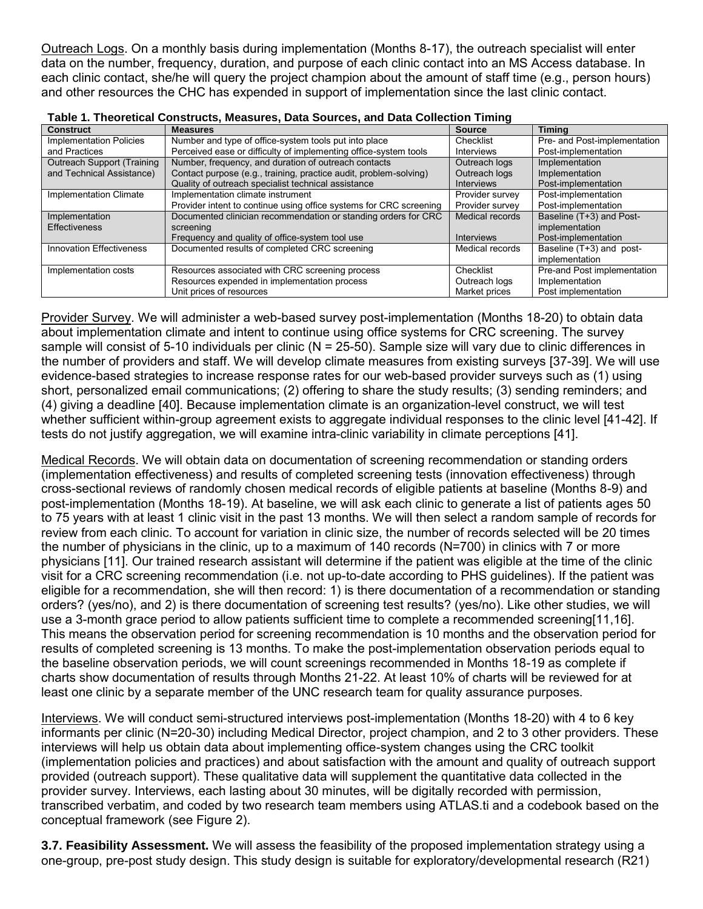Outreach Logs. On a monthly basis during implementation (Months 8-17), the outreach specialist will enter data on the number, frequency, duration, and purpose of each clinic contact into an MS Access database. In each clinic contact, she/he will query the project champion about the amount of staff time (e.g., person hours) and other resources the CHC has expended in support of implementation since the last clinic contact.

**Table 1. Theoretical Constructs, Measures, Data Sources, and Data Collection Timing**

| Construct | Measures | Source | Timing |
|---|---|---|---|
| Implementation Policies and Practices | Number and type of office-system tools put into place<br>Perceived ease or difficulty of implementing office-system tools | Checklist<br>Interviews | Pre- and Post-implementation<br>Post-implementation |
| Outreach Support (Training and Technical Assistance) | Number, frequency, and duration of outreach contacts<br>Contact purpose (e.g., training, practice audit, problem-solving)<br>Quality of outreach specialist technical assistance | Outreach logs<br>Outreach logs<br>Interviews | Implementation<br>Implementation<br>Post-implementation |
| Implementation Climate | Implementation climate instrument<br>Provider intent to continue using office systems for CRC screening | Provider survey<br>Provider survey | Post-implementation<br>Post-implementation |
| Implementation Effectiveness | Documented clinician recommendation or standing orders for CRC screening<br>Frequency and quality of office-system tool use | Medical records<br>Interviews | Baseline (T+3) and Post-implementation<br>Post-implementation |
| Innovation Effectiveness | Documented results of completed CRC screening | Medical records | Baseline (T+3) and post-implementation |
| Implementation costs | Resources associated with CRC screening process<br>Resources expended in implementation process<br>Unit prices of resources | Checklist<br>Outreach logs<br>Market prices | Pre-and Post implementation<br>Implementation<br>Post implementation |

Provider Survey. We will administer a web-based survey post-implementation (Months 18-20) to obtain data about implementation climate and intent to continue using office systems for CRC screening. The survey sample will consist of 5-10 individuals per clinic (N = 25-50). Sample size will vary due to clinic differences in the number of providers and staff. We will develop climate measures from existing surveys [37-39]. We will use evidence-based strategies to increase response rates for our web-based provider surveys such as (1) using short, personalized email communications; (2) offering to share the study results; (3) sending reminders; and (4) giving a deadline [40]. Because implementation climate is an organization-level construct, we will test whether sufficient within-group agreement exists to aggregate individual responses to the clinic level [41-42]. If tests do not justify aggregation, we will examine intra-clinic variability in climate perceptions [41].

Medical Records. We will obtain data on documentation of screening recommendation or standing orders (implementation effectiveness) and results of completed screening tests (innovation effectiveness) through cross-sectional reviews of randomly chosen medical records of eligible patients at baseline (Months 8-9) and post-implementation (Months 18-19). At baseline, we will ask each clinic to generate a list of patients ages 50 to 75 years with at least 1 clinic visit in the past 13 months. We will then select a random sample of records for review from each clinic. To account for variation in clinic size, the number of records selected will be 20 times the number of physicians in the clinic, up to a maximum of 140 records (N=700) in clinics with 7 or more physicians [11]. Our trained research assistant will determine if the patient was eligible at the time of the clinic visit for a CRC screening recommendation (i.e. not up-to-date according to PHS guidelines). If the patient was eligible for a recommendation, she will then record: 1) is there documentation of a recommendation or standing orders? (yes/no), and 2) is there documentation of screening test results? (yes/no). Like other studies, we will use a 3-month grace period to allow patients sufficient time to complete a recommended screening[11,16]. This means the observation period for screening recommendation is 10 months and the observation period for results of completed screening is 13 months. To make the post-implementation observation periods equal to the baseline observation periods, we will count screenings recommended in Months 18-19 as complete if charts show documentation of results through Months 21-22. At least 10% of charts will be reviewed for at least one clinic by a separate member of the UNC research team for quality assurance purposes.

Interviews. We will conduct semi-structured interviews post-implementation (Months 18-20) with 4 to 6 key informants per clinic (N=20-30) including Medical Director, project champion, and 2 to 3 other providers. These interviews will help us obtain data about implementing office-system changes using the CRC toolkit (implementation policies and practices) and about satisfaction with the amount and quality of outreach support provided (outreach support). These qualitative data will supplement the quantitative data collected in the provider survey. Interviews, each lasting about 30 minutes, will be digitally recorded with permission, transcribed verbatim, and coded by two research team members using ATLAS.ti and a codebook based on the conceptual framework (see Figure 2).

**3.7. Feasibility Assessment.** We will assess the feasibility of the proposed implementation strategy using a one-group, pre-post study design. This study design is suitable for exploratory/developmental research (R21)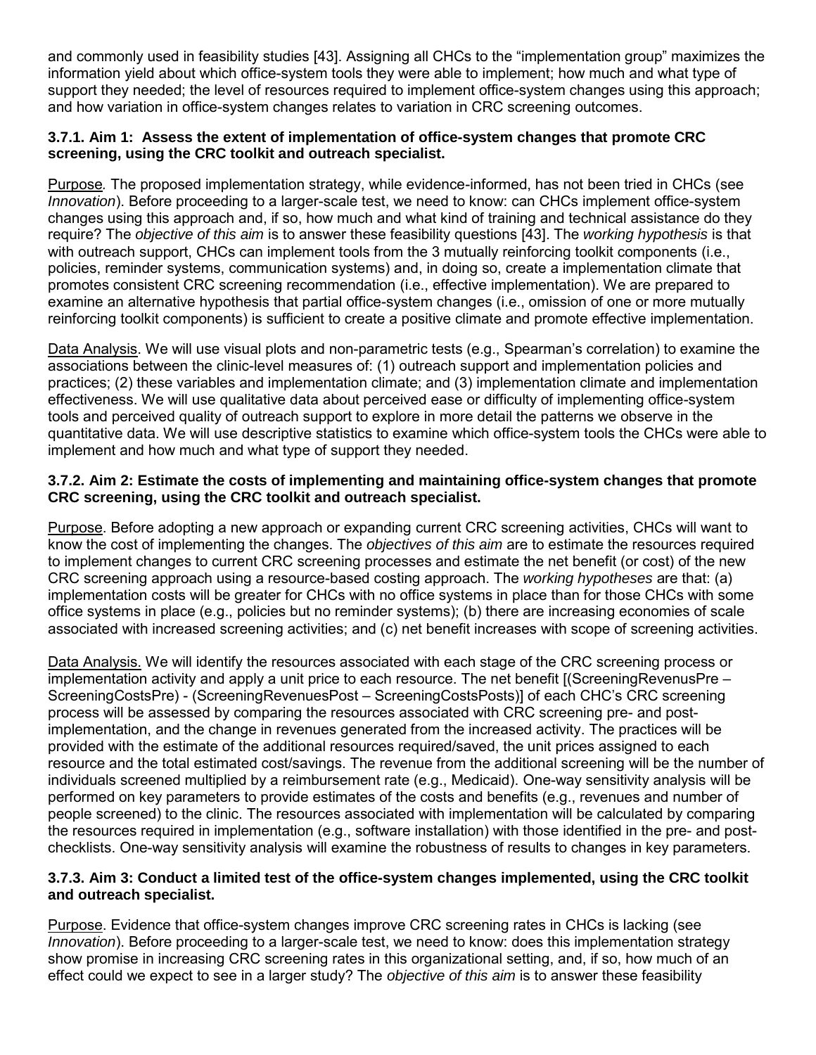and commonly used in feasibility studies [43]. Assigning all CHCs to the "implementation group" maximizes the information yield about which office-system tools they were able to implement; how much and what type of support they needed; the level of resources required to implement office-system changes using this approach; and how variation in office-system changes relates to variation in CRC screening outcomes.

#### 3.7.1. Aim 1: Assess the extent of implementation of office-system changes that promote CRC screening, using the CRC toolkit and outreach specialist.

Purpose. The proposed implementation strategy, while evidence-informed, has not been tried in CHCs (see *Innovation*). Before proceeding to a larger-scale test, we need to know: can CHCs implement office-system changes using this approach and, if so, how much and what kind of training and technical assistance do they require? The *objective of this aim* is to answer these feasibility questions [43]. The *working hypothesis* is that with outreach support, CHCs can implement tools from the 3 mutually reinforcing toolkit components (i.e., policies, reminder systems, communication systems) and, in doing so, create a implementation climate that promotes consistent CRC screening recommendation (i.e., effective implementation). We are prepared to examine an alternative hypothesis that partial office-system changes (i.e., omission of one or more mutually reinforcing toolkit components) is sufficient to create a positive climate and promote effective implementation.

Data Analysis. We will use visual plots and non-parametric tests (e.g., Spearman's correlation) to examine the associations between the clinic-level measures of: (1) outreach support and implementation policies and practices; (2) these variables and implementation climate; and (3) implementation climate and implementation effectiveness. We will use qualitative data about perceived ease or difficulty of implementing office-system tools and perceived quality of outreach support to explore in more detail the patterns we observe in the quantitative data. We will use descriptive statistics to examine which office-system tools the CHCs were able to implement and how much and what type of support they needed.

#### 3.7.2. Aim 2: Estimate the costs of implementing and maintaining office-system changes that promote CRC screening, using the CRC toolkit and outreach specialist.

Purpose. Before adopting a new approach or expanding current CRC screening activities, CHCs will want to know the cost of implementing the changes. The *objectives of this aim* are to estimate the resources required to implement changes to current CRC screening processes and estimate the net benefit (or cost) of the new CRC screening approach using a resource-based costing approach. The *working hypotheses* are that: (a) implementation costs will be greater for CHCs with no office systems in place than for those CHCs with some office systems in place (e.g., policies but no reminder systems); (b) there are increasing economies of scale associated with increased screening activities; and (c) net benefit increases with scope of screening activities.

Data Analysis. We will identify the resources associated with each stage of the CRC screening process or implementation activity and apply a unit price to each resource. The net benefit [(ScreeningRevenusPre – ScreeningCostsPre) - (ScreeningRevenuesPost – ScreeningCostsPosts)] of each CHC's CRC screening process will be assessed by comparing the resources associated with CRC screening pre- and post-implementation, and the change in revenues generated from the increased activity. The practices will be provided with the estimate of the additional resources required/saved, the unit prices assigned to each resource and the total estimated cost/savings. The revenue from the additional screening will be the number of individuals screened multiplied by a reimbursement rate (e.g., Medicaid). One-way sensitivity analysis will be performed on key parameters to provide estimates of the costs and benefits (e.g., revenues and number of people screened) to the clinic. The resources associated with implementation will be calculated by comparing the resources required in implementation (e.g., software installation) with those identified in the pre- and post-checklists. One-way sensitivity analysis will examine the robustness of results to changes in key parameters.

#### 3.7.3. Aim 3: Conduct a limited test of the office-system changes implemented, using the CRC toolkit and outreach specialist.

Purpose. Evidence that office-system changes improve CRC screening rates in CHCs is lacking (see *Innovation*). Before proceeding to a larger-scale test, we need to know: does this implementation strategy show promise in increasing CRC screening rates in this organizational setting, and, if so, how much of an effect could we expect to see in a larger study? The *objective of this aim* is to answer these feasibility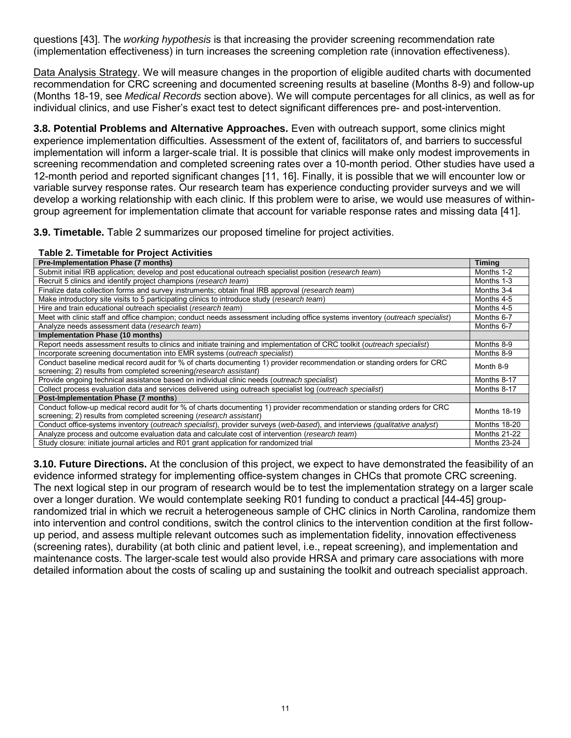questions [43]. The *working hypothesis* is that increasing the provider screening recommendation rate (implementation effectiveness) in turn increases the screening completion rate (innovation effectiveness).

Data Analysis Strategy. We will measure changes in the proportion of eligible audited charts with documented recommendation for CRC screening and documented screening results at baseline (Months 8-9) and follow-up (Months 18-19, see *Medical Records* section above). We will compute percentages for all clinics, as well as for individual clinics, and use Fisher's exact test to detect significant differences pre- and post-intervention.

**3.8. Potential Problems and Alternative Approaches.** Even with outreach support, some clinics might experience implementation difficulties. Assessment of the extent of, facilitators of, and barriers to successful implementation will inform a larger-scale trial. It is possible that clinics will make only modest improvements in screening recommendation and completed screening rates over a 10-month period. Other studies have used a 12-month period and reported significant changes [11, 16]. Finally, it is possible that we will encounter low or variable survey response rates. Our research team has experience conducting provider surveys and we will develop a working relationship with each clinic. If this problem were to arise, we would use measures of within-group agreement for implementation climate that account for variable response rates and missing data [41].

**3.9. Timetable.** Table 2 summarizes our proposed timeline for project activities.

**Table 2. Timetable for Project Activities**

| **Pre-Implementation Phase (7 months)** | **Timing** |
|---|---|
| Submit initial IRB application; develop and post educational outreach specialist position (*research team*) | Months 1-2 |
| Recruit 5 clinics and identify project champions (*research team*) | Months 1-3 |
| Finalize data collection forms and survey instruments; obtain final IRB approval (*research team*) | Months 3-4 |
| Make introductory site visits to 5 participating clinics to introduce study (*research team*) | Months 4-5 |
| Hire and train educational outreach specialist (*research team*) | Months 4-5 |
| Meet with clinic staff and office champion; conduct needs assessment including office systems inventory (*outreach specialist*) | Months 6-7 |
| Analyze needs assessment data (*research team*) | Months 6-7 |
| **Implementation Phase (10 months)** | |
| Report needs assessment results to clinics and initiate training and implementation of CRC toolkit (*outreach specialist*) | Months 8-9 |
| Incorporate screening documentation into EMR systems (*outreach specialist*) | Months 8-9 |
| Conduct baseline medical record audit for % of charts documenting 1) provider recommendation or standing orders for CRC screening; 2) results from completed screening(*research assistant*) | Month 8-9 |
| Provide ongoing technical assistance based on individual clinic needs (*outreach specialist*) | Months 8-17 |
| Collect process evaluation data and services delivered using outreach specialist log (*outreach specialist*) | Months 8-17 |
| **Post-Implementation Phase (7 months)** | |
| Conduct follow-up medical record audit for % of charts documenting 1) provider recommendation or standing orders for CRC screening; 2) results from completed screening (*research assistant*) | Months 18-19 |
| Conduct office-systems inventory (*outreach specialist*), provider surveys (*web-based*), and interviews *(qualitative analyst*) | Months 18-20 |
| Analyze process and outcome evaluation data and calculate cost of intervention (*research team*) | Months 21-22 |
| Study closure: initiate journal articles and R01 grant application for randomized trial | Months 23-24 |

**3.10. Future Directions.** At the conclusion of this project, we expect to have demonstrated the feasibility of an evidence informed strategy for implementing office-system changes in CHCs that promote CRC screening. The next logical step in our program of research would be to test the implementation strategy on a larger scale over a longer duration. We would contemplate seeking R01 funding to conduct a practical [44-45] group-randomized trial in which we recruit a heterogeneous sample of CHC clinics in North Carolina, randomize them into intervention and control conditions, switch the control clinics to the intervention condition at the first follow-up period, and assess multiple relevant outcomes such as implementation fidelity, innovation effectiveness (screening rates), durability (at both clinic and patient level, i.e., repeat screening), and implementation and maintenance costs. The larger-scale test would also provide HRSA and primary care associations with more detailed information about the costs of scaling up and sustaining the toolkit and outreach specialist approach.